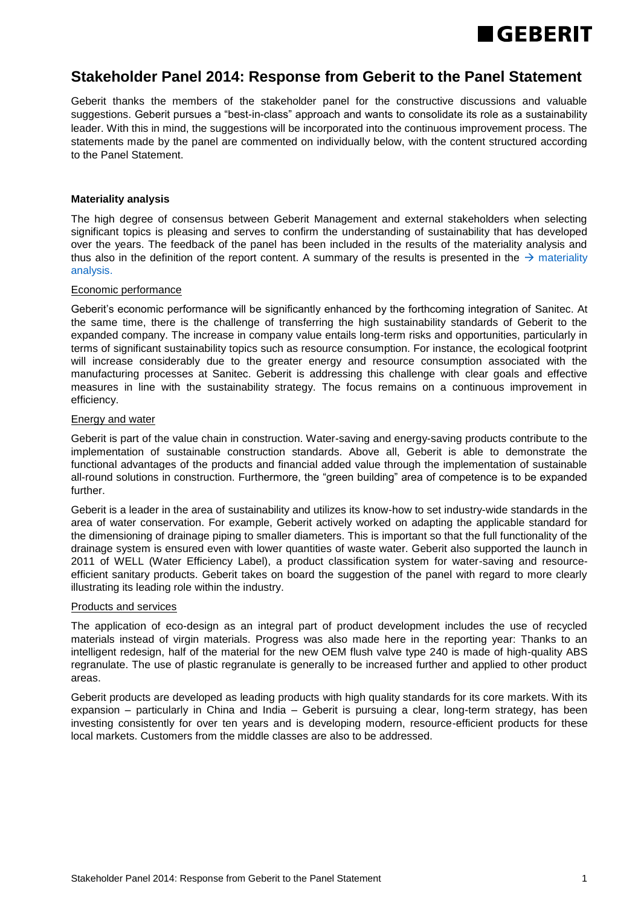# Stakeholder Panel 2014: Response from Geberit to the Panel Statement

Geberit thanks the members of the stakeholder panel for the constructive discussions and valuable suggestions. Geberit pursues a "best-in-class" approach and wants to consolidate its role as a sustainability leader. With this in mind, the suggestions will be incorporated into the continuous improvement process. The statements made by the panel are commented on individually below, with the content structured according to the Panel Statement.

**Materiality analysis**

The high degree of consensus between Geberit Management and external stakeholders when selecting significant topics is pleasing and serves to confirm the understanding of sustainability that has developed over the years. The feedback of the panel has been included in the results of the materiality analysis and thus also in the definition of the report content. A summary of the results is presented in the → materiality analysis.

Economic performance

Geberit's economic performance will be significantly enhanced by the forthcoming integration of Sanitec. At the same time, there is the challenge of transferring the high sustainability standards of Geberit to the expanded company. The increase in company value entails long-term risks and opportunities, particularly in terms of significant sustainability topics such as resource consumption. For instance, the ecological footprint will increase considerably due to the greater energy and resource consumption associated with the manufacturing processes at Sanitec. Geberit is addressing this challenge with clear goals and effective measures in line with the sustainability strategy. The focus remains on a continuous improvement in efficiency.

Energy and water

Geberit is part of the value chain in construction. Water-saving and energy-saving products contribute to the implementation of sustainable construction standards. Above all, Geberit is able to demonstrate the functional advantages of the products and financial added value through the implementation of sustainable all-round solutions in construction. Furthermore, the "green building" area of competence is to be expanded further.

Geberit is a leader in the area of sustainability and utilizes its know-how to set industry-wide standards in the area of water conservation. For example, Geberit actively worked on adapting the applicable standard for the dimensioning of drainage piping to smaller diameters. This is important so that the full functionality of the drainage system is ensured even with lower quantities of waste water. Geberit also supported the launch in 2011 of WELL (Water Efficiency Label), a product classification system for water-saving and resource-efficient sanitary products. Geberit takes on board the suggestion of the panel with regard to more clearly illustrating its leading role within the industry.

Products and services

The application of eco-design as an integral part of product development includes the use of recycled materials instead of virgin materials. Progress was also made here in the reporting year: Thanks to an intelligent redesign, half of the material for the new OEM flush valve type 240 is made of high-quality ABS regranulate. The use of plastic regranulate is generally to be increased further and applied to other product areas.

Geberit products are developed as leading products with high quality standards for its core markets. With its expansion – particularly in China and India – Geberit is pursuing a clear, long-term strategy, has been investing consistently for over ten years and is developing modern, resource-efficient products for these local markets. Customers from the middle classes are also to be addressed.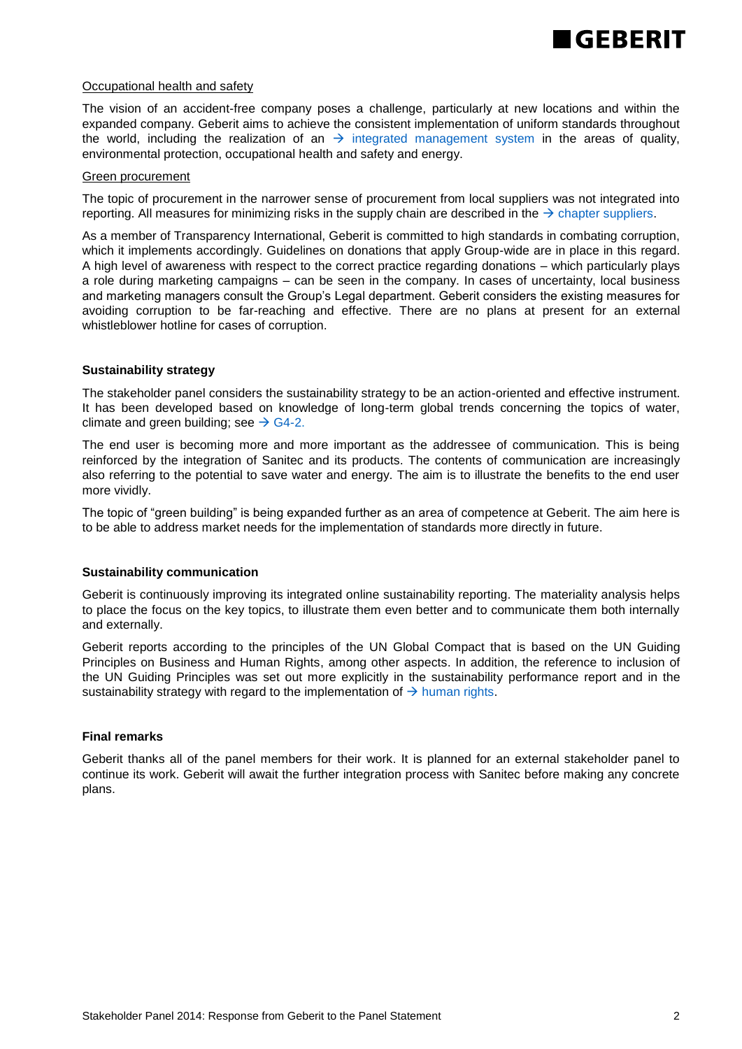Occupational health and safety

The vision of an accident-free company poses a challenge, particularly at new locations and within the expanded company. Geberit aims to achieve the consistent implementation of uniform standards throughout the world, including the realization of an → integrated management system in the areas of quality, environmental protection, occupational health and safety and energy.

Green procurement

The topic of procurement in the narrower sense of procurement from local suppliers was not integrated into reporting. All measures for minimizing risks in the supply chain are described in the → chapter suppliers.

As a member of Transparency International, Geberit is committed to high standards in combating corruption, which it implements accordingly. Guidelines on donations that apply Group-wide are in place in this regard. A high level of awareness with respect to the correct practice regarding donations – which particularly plays a role during marketing campaigns – can be seen in the company. In cases of uncertainty, local business and marketing managers consult the Group's Legal department. Geberit considers the existing measures for avoiding corruption to be far-reaching and effective. There are no plans at present for an external whistleblower hotline for cases of corruption.

**Sustainability strategy**

The stakeholder panel considers the sustainability strategy to be an action-oriented and effective instrument. It has been developed based on knowledge of long-term global trends concerning the topics of water, climate and green building; see → G4-2.

The end user is becoming more and more important as the addressee of communication. This is being reinforced by the integration of Sanitec and its products. The contents of communication are increasingly also referring to the potential to save water and energy. The aim is to illustrate the benefits to the end user more vividly.

The topic of "green building" is being expanded further as an area of competence at Geberit. The aim here is to be able to address market needs for the implementation of standards more directly in future.

**Sustainability communication**

Geberit is continuously improving its integrated online sustainability reporting. The materiality analysis helps to place the focus on the key topics, to illustrate them even better and to communicate them both internally and externally.

Geberit reports according to the principles of the UN Global Compact that is based on the UN Guiding Principles on Business and Human Rights, among other aspects. In addition, the reference to inclusion of the UN Guiding Principles was set out more explicitly in the sustainability performance report and in the sustainability strategy with regard to the implementation of → human rights.

**Final remarks**

Geberit thanks all of the panel members for their work. It is planned for an external stakeholder panel to continue its work. Geberit will await the further integration process with Sanitec before making any concrete plans.